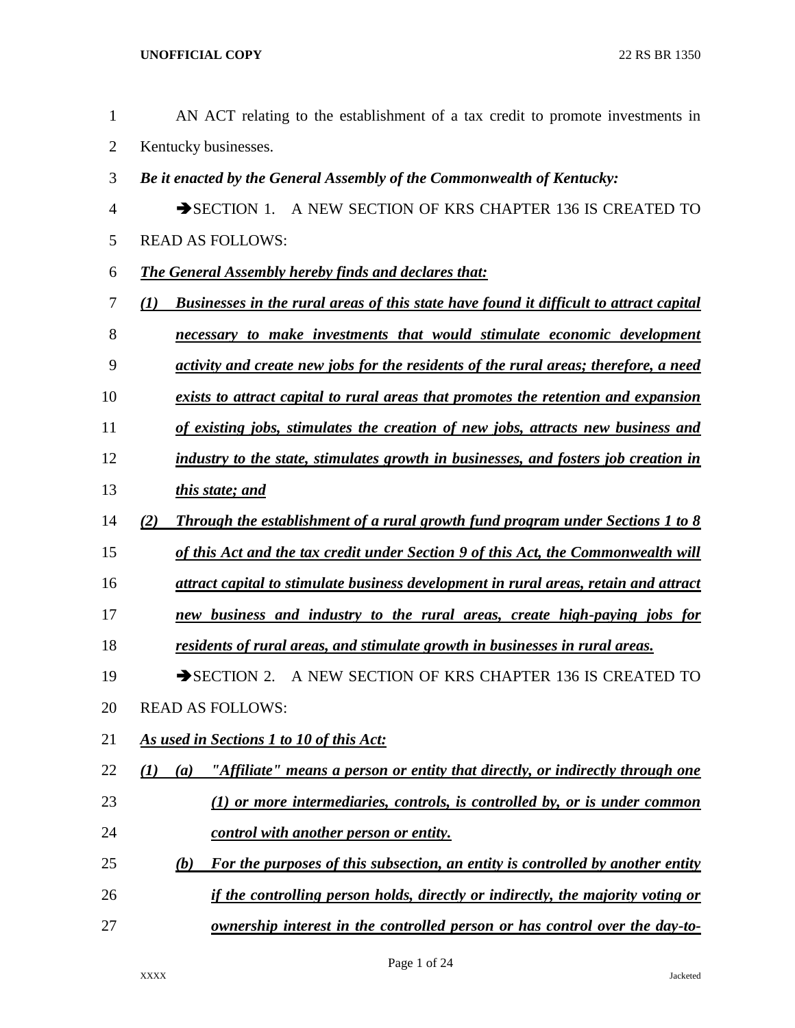AN ACT relating to the establishment of a tax credit to promote investments in Kentucky businesses.

***Be it enacted by the General Assembly of the Commonwealth of Kentucky:***

➔SECTION 1. A NEW SECTION OF KRS CHAPTER 136 IS CREATED TO READ AS FOLLOWS:

***The General Assembly hereby finds and declares that:***

***(1) Businesses in the rural areas of this state have found it difficult to attract capital necessary to make investments that would stimulate economic development activity and create new jobs for the residents of the rural areas; therefore, a need exists to attract capital to rural areas that promotes the retention and expansion of existing jobs, stimulates the creation of new jobs, attracts new business and industry to the state, stimulates growth in businesses, and fosters job creation in this state; and***

***(2) Through the establishment of a rural growth fund program under Sections 1 to 8 of this Act and the tax credit under Section 9 of this Act, the Commonwealth will attract capital to stimulate business development in rural areas, retain and attract new business and industry to the rural areas, create high-paying jobs for residents of rural areas, and stimulate growth in businesses in rural areas.***

➔SECTION 2. A NEW SECTION OF KRS CHAPTER 136 IS CREATED TO READ AS FOLLOWS:

***As used in Sections 1 to 10 of this Act:***

***(1) (a) "Affiliate" means a person or entity that directly, or indirectly through one (1) or more intermediaries, controls, is controlled by, or is under common control with another person or entity.***

***(b) For the purposes of this subsection, an entity is controlled by another entity if the controlling person holds, directly or indirectly, the majority voting or ownership interest in the controlled person or has control over the day-to-***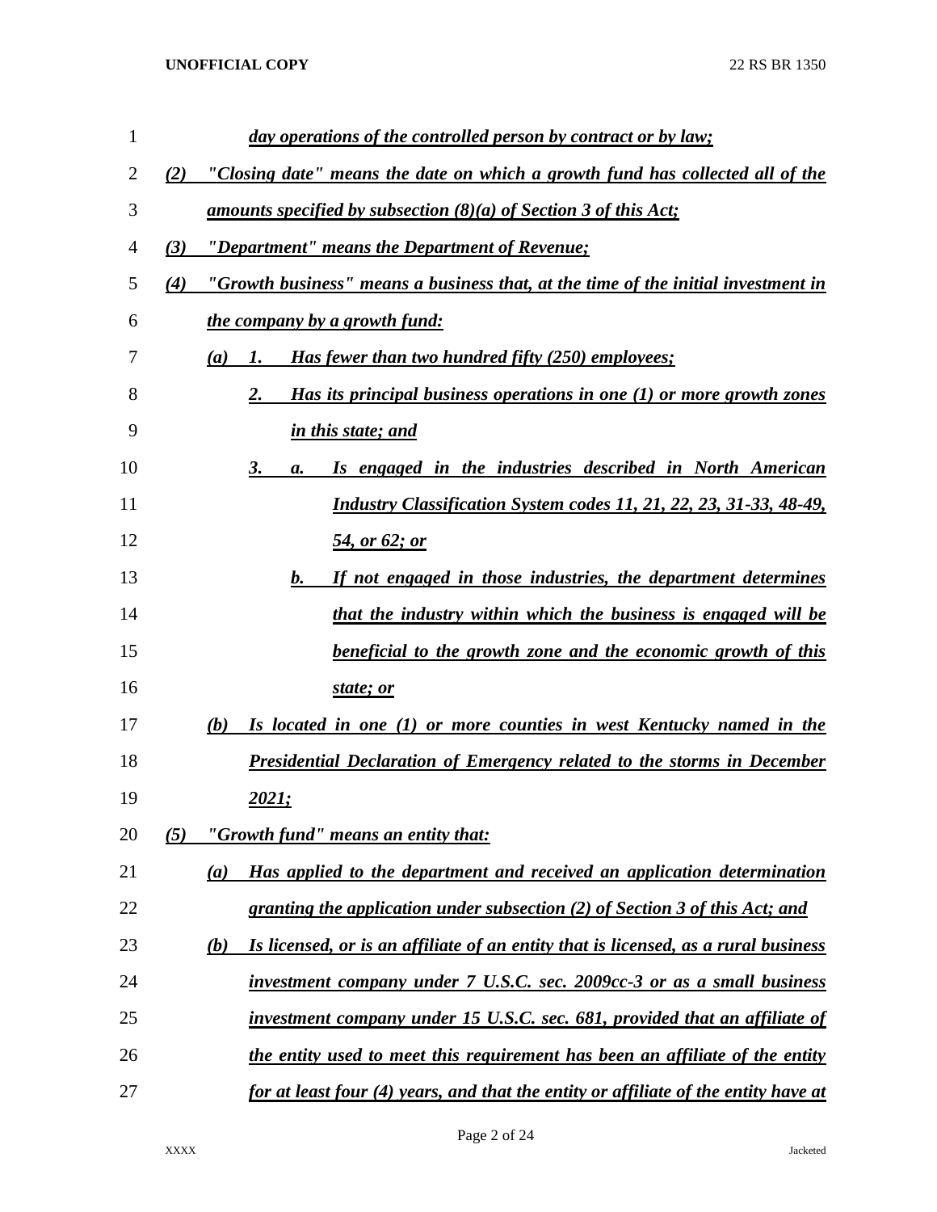*day operations of the controlled person by contract or by law;*

*(2) "Closing date" means the date on which a growth fund has collected all of the amounts specified by subsection (8)(a) of Section 3 of this Act;*

*(3) "Department" means the Department of Revenue;*

*(4) "Growth business" means a business that, at the time of the initial investment in the company by a growth fund:*

*(a) 1. Has fewer than two hundred fifty (250) employees;*

*2. Has its principal business operations in one (1) or more growth zones in this state; and*

*3. a. Is engaged in the industries described in North American Industry Classification System codes 11, 21, 22, 23, 31-33, 48-49, 54, or 62; or*

*b. If not engaged in those industries, the department determines that the industry within which the business is engaged will be beneficial to the growth zone and the economic growth of this state; or*

*(b) Is located in one (1) or more counties in west Kentucky named in the Presidential Declaration of Emergency related to the storms in December 2021;*

*(5) "Growth fund" means an entity that:*

*(a) Has applied to the department and received an application determination granting the application under subsection (2) of Section 3 of this Act; and*

*(b) Is licensed, or is an affiliate of an entity that is licensed, as a rural business investment company under 7 U.S.C. sec. 2009cc-3 or as a small business investment company under 15 U.S.C. sec. 681, provided that an affiliate of the entity used to meet this requirement has been an affiliate of the entity for at least four (4) years, and that the entity or affiliate of the entity have at*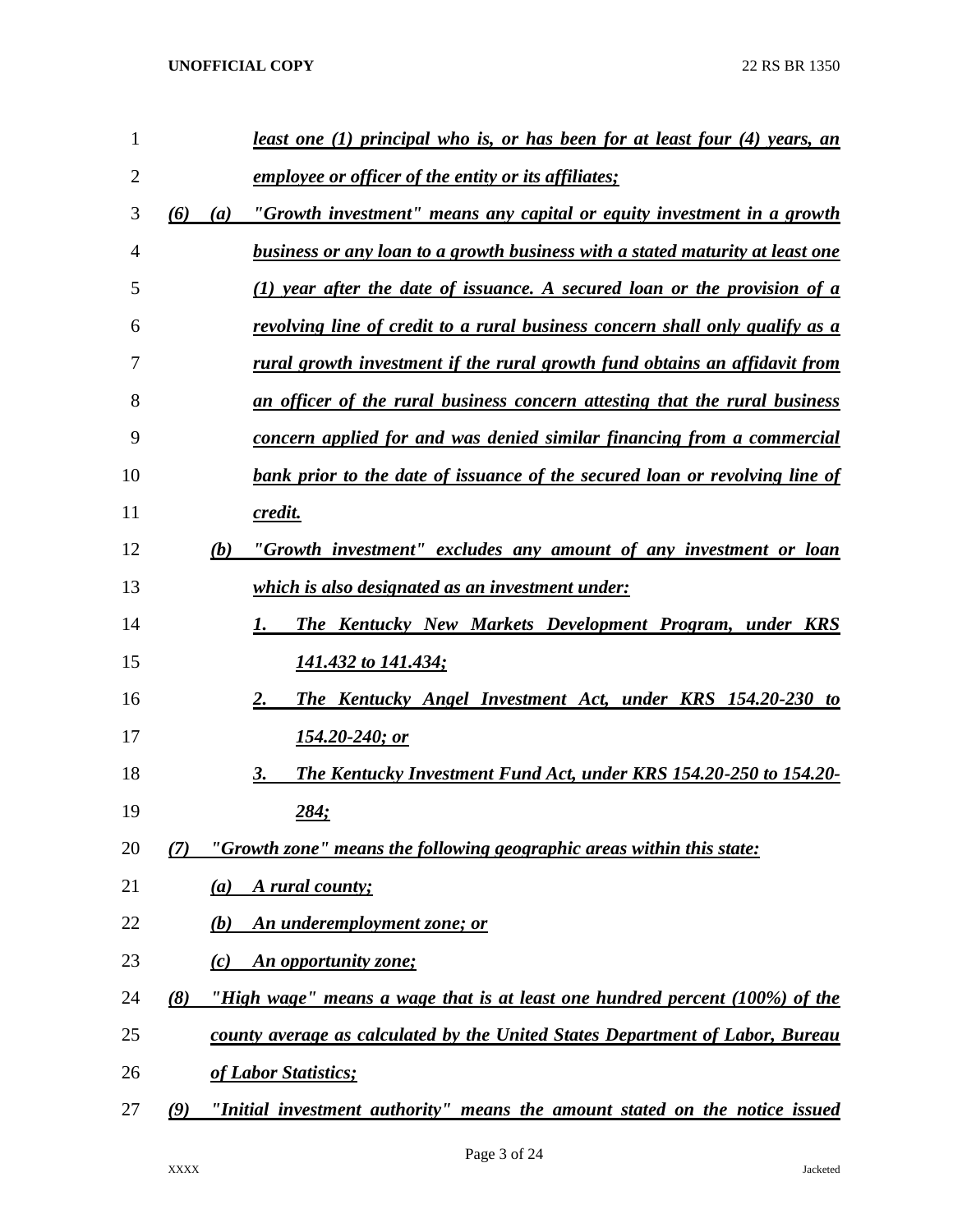*least one (1) principal who is, or has been for at least four (4) years, an employee or officer of the entity or its affiliates;*

*(6) (a) "Growth investment" means any capital or equity investment in a growth business or any loan to a growth business with a stated maturity at least one (1) year after the date of issuance. A secured loan or the provision of a revolving line of credit to a rural business concern shall only qualify as a rural growth investment if the rural growth fund obtains an affidavit from an officer of the rural business concern attesting that the rural business concern applied for and was denied similar financing from a commercial bank prior to the date of issuance of the secured loan or revolving line of credit.*

*(b) "Growth investment" excludes any amount of any investment or loan which is also designated as an investment under:*

*1. The Kentucky New Markets Development Program, under KRS 141.432 to 141.434;*

*2. The Kentucky Angel Investment Act, under KRS 154.20-230 to 154.20-240; or*

*3. The Kentucky Investment Fund Act, under KRS 154.20-250 to 154.20-284;*

*(7) "Growth zone" means the following geographic areas within this state:*

*(a) A rural county;*

*(b) An underemployment zone; or*

*(c) An opportunity zone;*

*(8) "High wage" means a wage that is at least one hundred percent (100%) of the county average as calculated by the United States Department of Labor, Bureau of Labor Statistics;*

*(9) "Initial investment authority" means the amount stated on the notice issued*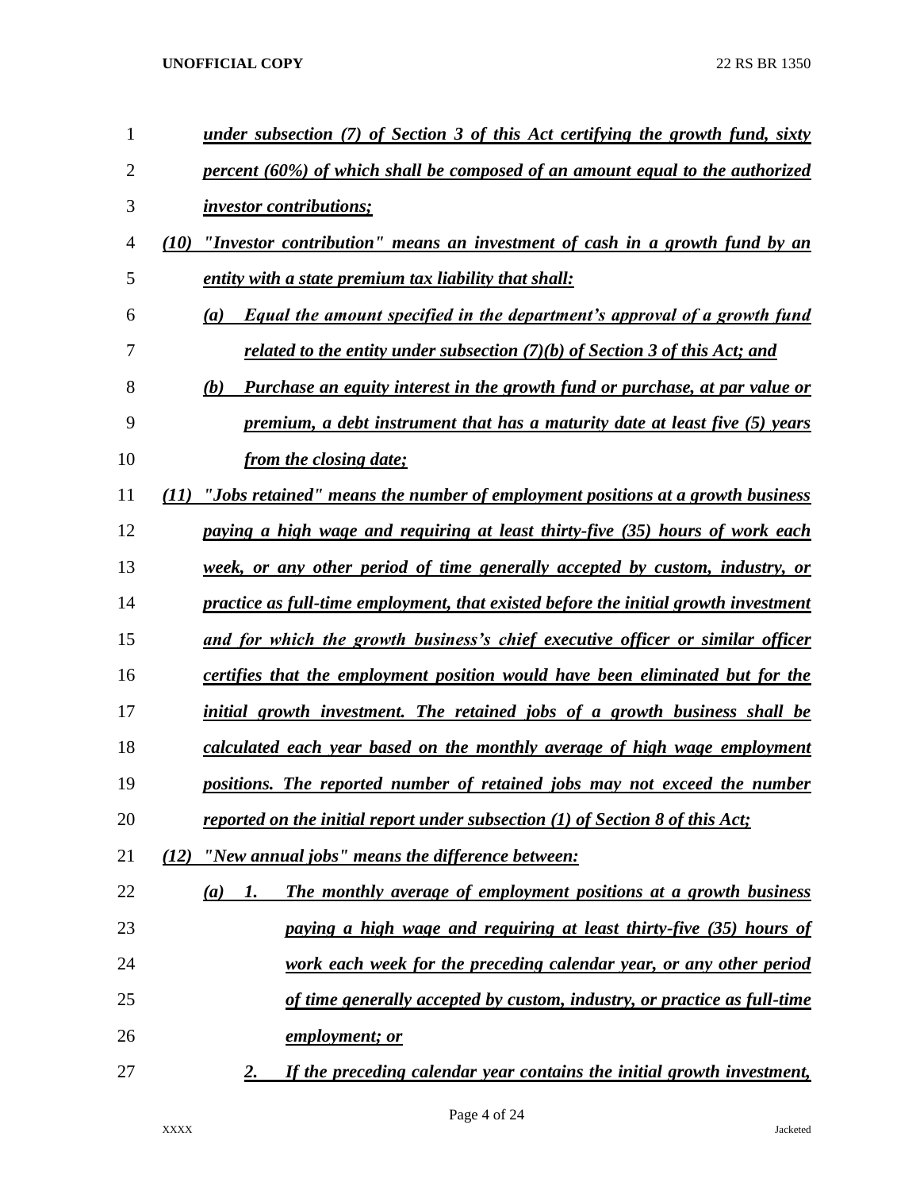*under subsection (7) of Section 3 of this Act certifying the growth fund, sixty percent (60%) of which shall be composed of an amount equal to the authorized investor contributions;*

*(10) "Investor contribution" means an investment of cash in a growth fund by an entity with a state premium tax liability that shall:*

*(a) Equal the amount specified in the department's approval of a growth fund related to the entity under subsection (7)(b) of Section 3 of this Act; and*

*(b) Purchase an equity interest in the growth fund or purchase, at par value or premium, a debt instrument that has a maturity date at least five (5) years from the closing date;*

*(11) "Jobs retained" means the number of employment positions at a growth business paying a high wage and requiring at least thirty-five (35) hours of work each week, or any other period of time generally accepted by custom, industry, or practice as full-time employment, that existed before the initial growth investment and for which the growth business's chief executive officer or similar officer certifies that the employment position would have been eliminated but for the initial growth investment. The retained jobs of a growth business shall be calculated each year based on the monthly average of high wage employment positions. The reported number of retained jobs may not exceed the number reported on the initial report under subsection (1) of Section 8 of this Act;*

*(12) "New annual jobs" means the difference between:*

*(a) 1. The monthly average of employment positions at a growth business paying a high wage and requiring at least thirty-five (35) hours of work each week for the preceding calendar year, or any other period of time generally accepted by custom, industry, or practice as full-time employment; or*

*2. If the preceding calendar year contains the initial growth investment,*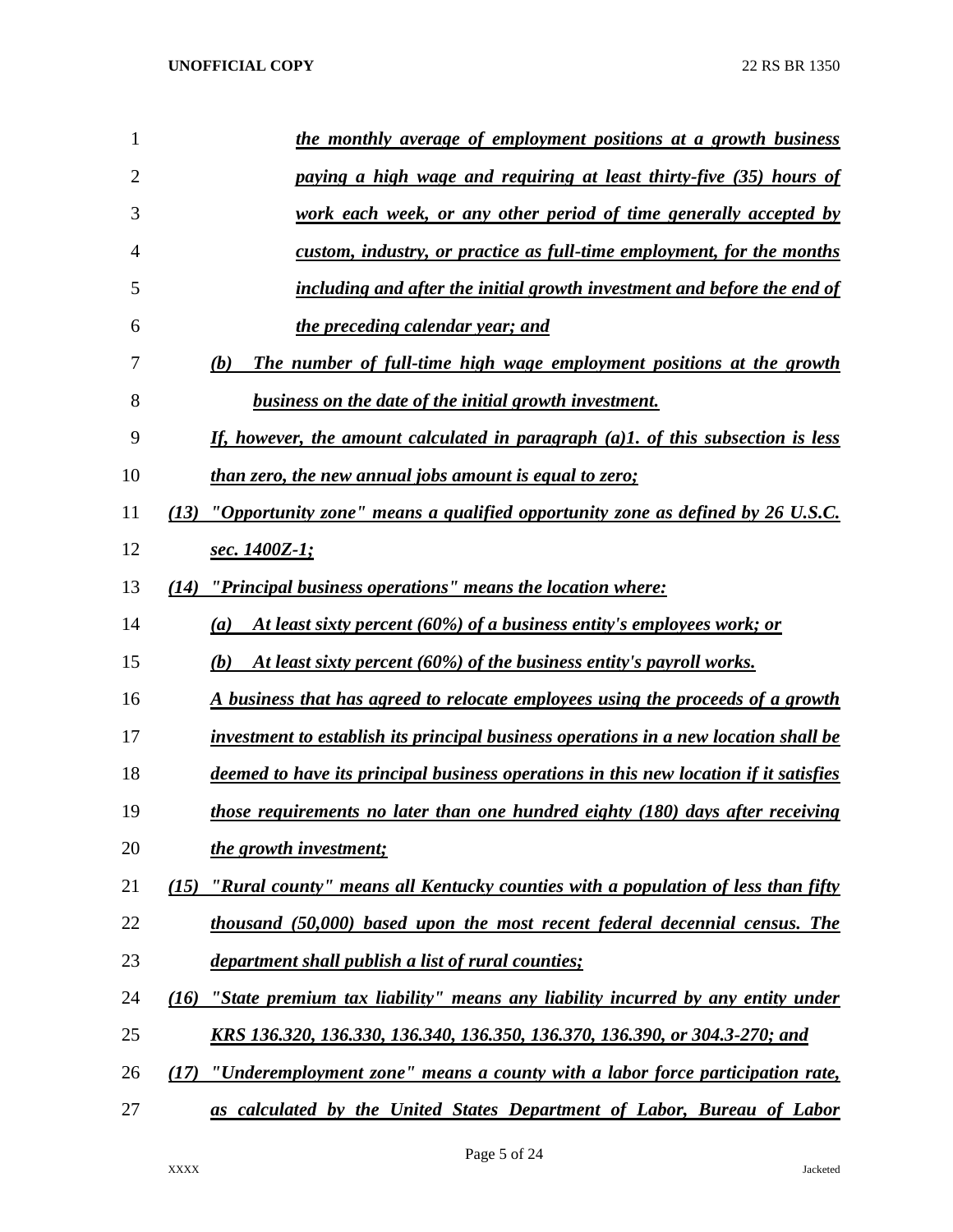*the monthly average of employment positions at a growth business paying a high wage and requiring at least thirty-five (35) hours of work each week, or any other period of time generally accepted by custom, industry, or practice as full-time employment, for the months including and after the initial growth investment and before the end of the preceding calendar year; and*

*(b) The number of full-time high wage employment positions at the growth business on the date of the initial growth investment.*

*If, however, the amount calculated in paragraph (a)1. of this subsection is less than zero, the new annual jobs amount is equal to zero;*

*(13) "Opportunity zone" means a qualified opportunity zone as defined by 26 U.S.C. sec. 1400Z-1;*

*(14) "Principal business operations" means the location where:*

*(a) At least sixty percent (60%) of a business entity's employees work; or*

*(b) At least sixty percent (60%) of the business entity's payroll works.*

*A business that has agreed to relocate employees using the proceeds of a growth investment to establish its principal business operations in a new location shall be deemed to have its principal business operations in this new location if it satisfies those requirements no later than one hundred eighty (180) days after receiving the growth investment;*

*(15) "Rural county" means all Kentucky counties with a population of less than fifty thousand (50,000) based upon the most recent federal decennial census. The department shall publish a list of rural counties;*

*(16) "State premium tax liability" means any liability incurred by any entity under KRS 136.320, 136.330, 136.340, 136.350, 136.370, 136.390, or 304.3-270; and*

*(17) "Underemployment zone" means a county with a labor force participation rate, as calculated by the United States Department of Labor, Bureau of Labor*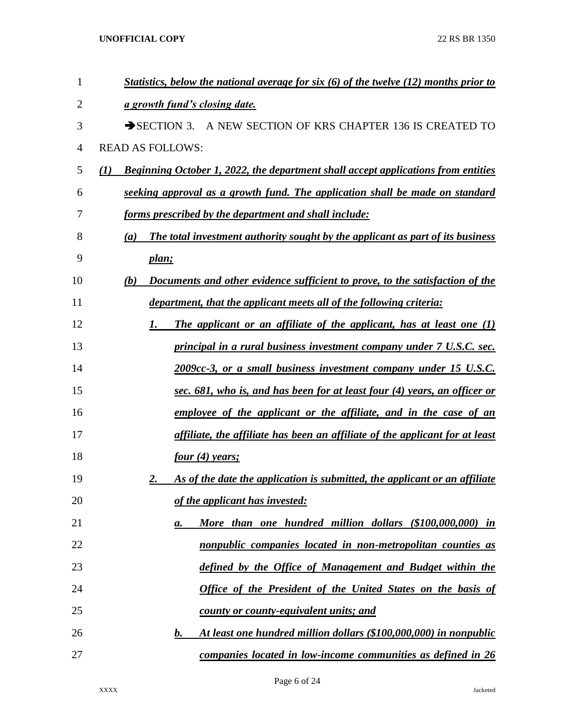***Statistics, below the national average for six (6) of the twelve (12) months prior to a growth fund's closing date.***

➔SECTION 3. A NEW SECTION OF KRS CHAPTER 136 IS CREATED TO READ AS FOLLOWS:

***(1) Beginning October 1, 2022, the department shall accept applications from entities seeking approval as a growth fund. The application shall be made on standard forms prescribed by the department and shall include:***

***(a) The total investment authority sought by the applicant as part of its business plan;***

***(b) Documents and other evidence sufficient to prove, to the satisfaction of the department, that the applicant meets all of the following criteria:***

***1. The applicant or an affiliate of the applicant, has at least one (1) principal in a rural business investment company under 7 U.S.C. sec. 2009cc-3, or a small business investment company under 15 U.S.C. sec. 681, who is, and has been for at least four (4) years, an officer or employee of the applicant or the affiliate, and in the case of an affiliate, the affiliate has been an affiliate of the applicant for at least four (4) years;***

***2. As of the date the application is submitted, the applicant or an affiliate of the applicant has invested:***

***a. More than one hundred million dollars ($100,000,000) in nonpublic companies located in non-metropolitan counties as defined by the Office of Management and Budget within the Office of the President of the United States on the basis of county or county-equivalent units; and***

***b. At least one hundred million dollars ($100,000,000) in nonpublic companies located in low-income communities as defined in 26***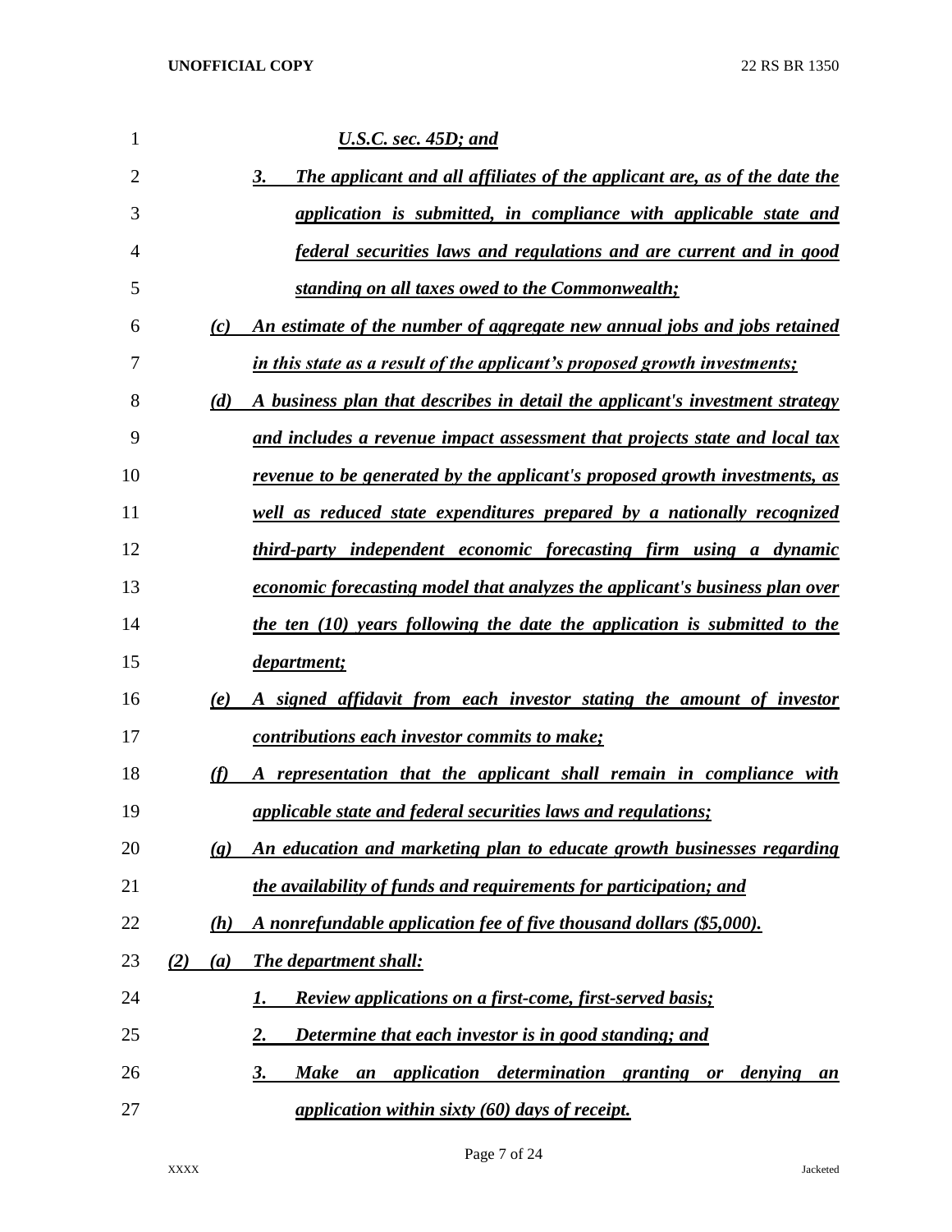*U.S.C. sec. 45D; and*

*3. The applicant and all affiliates of the applicant are, as of the date the application is submitted, in compliance with applicable state and federal securities laws and regulations and are current and in good standing on all taxes owed to the Commonwealth;*

*(c) An estimate of the number of aggregate new annual jobs and jobs retained in this state as a result of the applicant's proposed growth investments;*

*(d) A business plan that describes in detail the applicant's investment strategy and includes a revenue impact assessment that projects state and local tax revenue to be generated by the applicant's proposed growth investments, as well as reduced state expenditures prepared by a nationally recognized third-party independent economic forecasting firm using a dynamic economic forecasting model that analyzes the applicant's business plan over the ten (10) years following the date the application is submitted to the department;*

*(e) A signed affidavit from each investor stating the amount of investor contributions each investor commits to make;*

*(f) A representation that the applicant shall remain in compliance with applicable state and federal securities laws and regulations;*

*(g) An education and marketing plan to educate growth businesses regarding the availability of funds and requirements for participation; and*

*(h) A nonrefundable application fee of five thousand dollars ($5,000).*

*(2) (a) The department shall:*

*1. Review applications on a first-come, first-served basis;*

*2. Determine that each investor is in good standing; and*

*3. Make an application determination granting or denying an application within sixty (60) days of receipt.*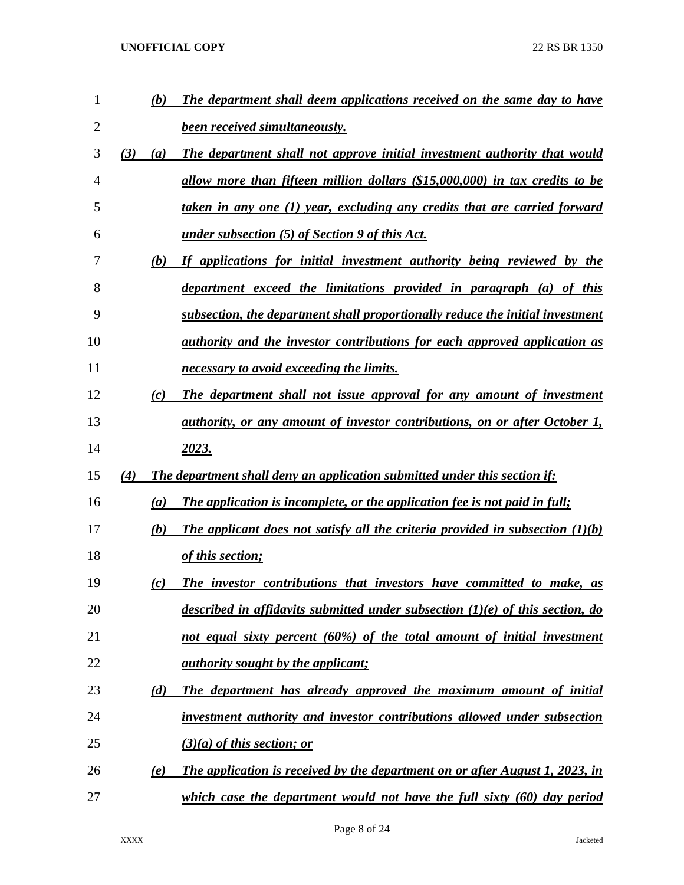(b) *The department shall deem applications received on the same day to have been received simultaneously.*

(3) (a) *The department shall not approve initial investment authority that would allow more than fifteen million dollars ($15,000,000) in tax credits to be taken in any one (1) year, excluding any credits that are carried forward under subsection (5) of Section 9 of this Act.*

(b) *If applications for initial investment authority being reviewed by the department exceed the limitations provided in paragraph (a) of this subsection, the department shall proportionally reduce the initial investment authority and the investor contributions for each approved application as necessary to avoid exceeding the limits.*

(c) *The department shall not issue approval for any amount of investment authority, or any amount of investor contributions, on or after October 1, 2023.*

(4) *The department shall deny an application submitted under this section if:*

(a) *The application is incomplete, or the application fee is not paid in full;*

(b) *The applicant does not satisfy all the criteria provided in subsection (1)(b) of this section;*

(c) *The investor contributions that investors have committed to make, as described in affidavits submitted under subsection (1)(e) of this section, do not equal sixty percent (60%) of the total amount of initial investment authority sought by the applicant;*

(d) *The department has already approved the maximum amount of initial investment authority and investor contributions allowed under subsection (3)(a) of this section; or*

(e) *The application is received by the department on or after August 1, 2023, in which case the department would not have the full sixty (60) day period*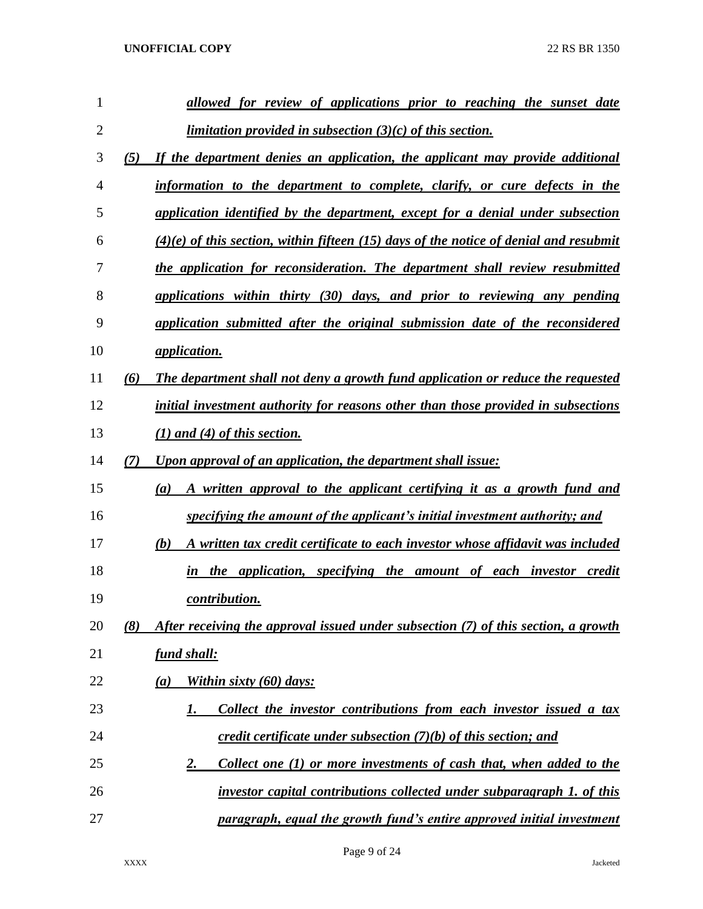*allowed for review of applications prior to reaching the sunset date limitation provided in subsection (3)(c) of this section.*

*(5) If the department denies an application, the applicant may provide additional information to the department to complete, clarify, or cure defects in the application identified by the department, except for a denial under subsection (4)(e) of this section, within fifteen (15) days of the notice of denial and resubmit the application for reconsideration. The department shall review resubmitted applications within thirty (30) days, and prior to reviewing any pending application submitted after the original submission date of the reconsidered application.*

*(6) The department shall not deny a growth fund application or reduce the requested initial investment authority for reasons other than those provided in subsections (1) and (4) of this section.*

*(7) Upon approval of an application, the department shall issue:*

*(a) A written approval to the applicant certifying it as a growth fund and specifying the amount of the applicant's initial investment authority; and*

*(b) A written tax credit certificate to each investor whose affidavit was included in the application, specifying the amount of each investor credit contribution.*

*(8) After receiving the approval issued under subsection (7) of this section, a growth fund shall:*

*(a) Within sixty (60) days:*

*1. Collect the investor contributions from each investor issued a tax credit certificate under subsection (7)(b) of this section; and*

*2. Collect one (1) or more investments of cash that, when added to the investor capital contributions collected under subparagraph 1. of this paragraph, equal the growth fund's entire approved initial investment*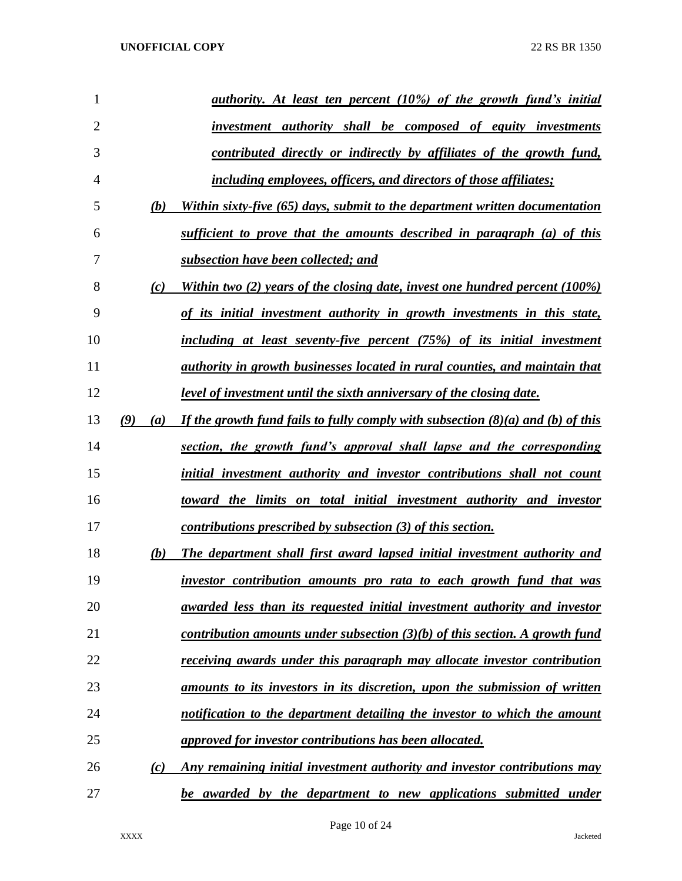*authority. At least ten percent (10%) of the growth fund's initial investment authority shall be composed of equity investments contributed directly or indirectly by affiliates of the growth fund, including employees, officers, and directors of those affiliates;*

*(b) Within sixty-five (65) days, submit to the department written documentation sufficient to prove that the amounts described in paragraph (a) of this subsection have been collected; and*

*(c) Within two (2) years of the closing date, invest one hundred percent (100%) of its initial investment authority in growth investments in this state, including at least seventy-five percent (75%) of its initial investment authority in growth businesses located in rural counties, and maintain that level of investment until the sixth anniversary of the closing date.*

*(9) (a) If the growth fund fails to fully comply with subsection (8)(a) and (b) of this section, the growth fund's approval shall lapse and the corresponding initial investment authority and investor contributions shall not count toward the limits on total initial investment authority and investor contributions prescribed by subsection (3) of this section.*

*(b) The department shall first award lapsed initial investment authority and investor contribution amounts pro rata to each growth fund that was awarded less than its requested initial investment authority and investor contribution amounts under subsection (3)(b) of this section. A growth fund receiving awards under this paragraph may allocate investor contribution amounts to its investors in its discretion, upon the submission of written notification to the department detailing the investor to which the amount approved for investor contributions has been allocated.*

*(c) Any remaining initial investment authority and investor contributions may be awarded by the department to new applications submitted under*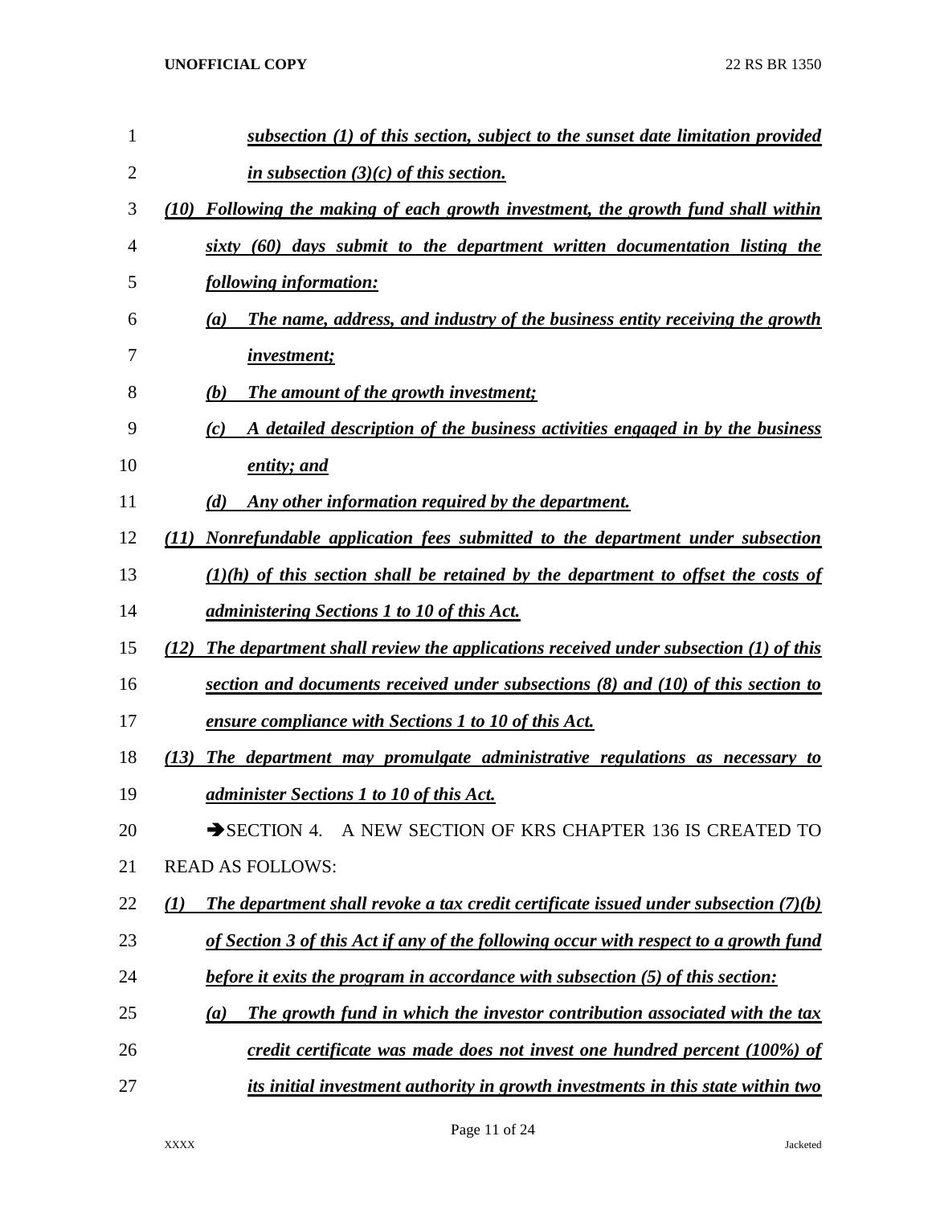*subsection (1) of this section, subject to the sunset date limitation provided in subsection (3)(c) of this section.*

*(10) Following the making of each growth investment, the growth fund shall within sixty (60) days submit to the department written documentation listing the following information:*

*(a) The name, address, and industry of the business entity receiving the growth investment;*

*(b) The amount of the growth investment;*

*(c) A detailed description of the business activities engaged in by the business entity; and*

*(d) Any other information required by the department.*

*(11) Nonrefundable application fees submitted to the department under subsection (1)(h) of this section shall be retained by the department to offset the costs of administering Sections 1 to 10 of this Act.*

*(12) The department shall review the applications received under subsection (1) of this section and documents received under subsections (8) and (10) of this section to ensure compliance with Sections 1 to 10 of this Act.*

*(13) The department may promulgate administrative regulations as necessary to administer Sections 1 to 10 of this Act.*

➔SECTION 4. A NEW SECTION OF KRS CHAPTER 136 IS CREATED TO READ AS FOLLOWS:

*(1) The department shall revoke a tax credit certificate issued under subsection (7)(b) of Section 3 of this Act if any of the following occur with respect to a growth fund before it exits the program in accordance with subsection (5) of this section:*

*(a) The growth fund in which the investor contribution associated with the tax credit certificate was made does not invest one hundred percent (100%) of its initial investment authority in growth investments in this state within two*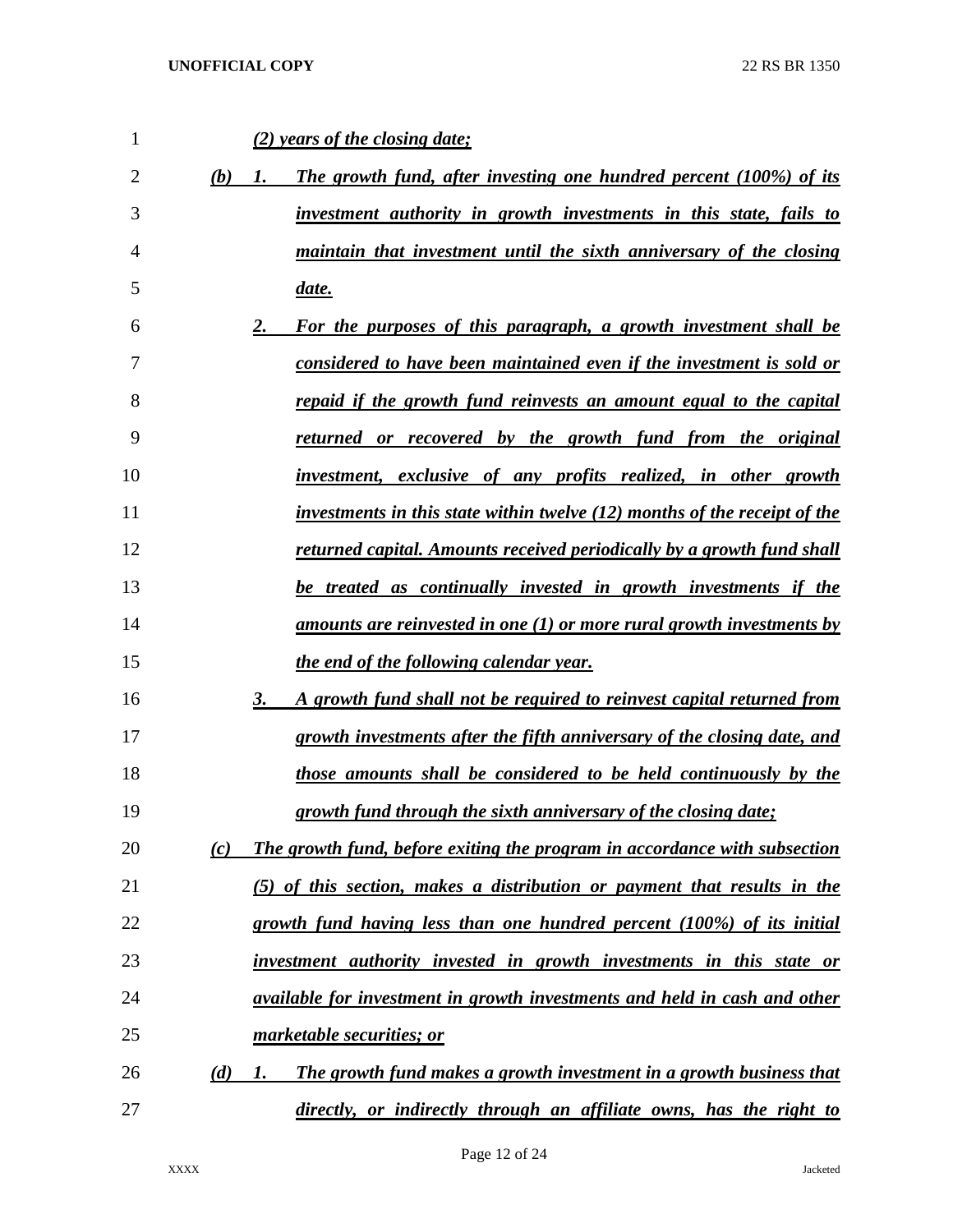*(2) years of the closing date;*

*(b) 1. The growth fund, after investing one hundred percent (100%) of its investment authority in growth investments in this state, fails to maintain that investment until the sixth anniversary of the closing date.*

*2. For the purposes of this paragraph, a growth investment shall be considered to have been maintained even if the investment is sold or repaid if the growth fund reinvests an amount equal to the capital returned or recovered by the growth fund from the original investment, exclusive of any profits realized, in other growth investments in this state within twelve (12) months of the receipt of the returned capital. Amounts received periodically by a growth fund shall be treated as continually invested in growth investments if the amounts are reinvested in one (1) or more rural growth investments by the end of the following calendar year.*

*3. A growth fund shall not be required to reinvest capital returned from growth investments after the fifth anniversary of the closing date, and those amounts shall be considered to be held continuously by the growth fund through the sixth anniversary of the closing date;*

*(c) The growth fund, before exiting the program in accordance with subsection (5) of this section, makes a distribution or payment that results in the growth fund having less than one hundred percent (100%) of its initial investment authority invested in growth investments in this state or available for investment in growth investments and held in cash and other marketable securities; or*

*(d) 1. The growth fund makes a growth investment in a growth business that directly, or indirectly through an affiliate owns, has the right to*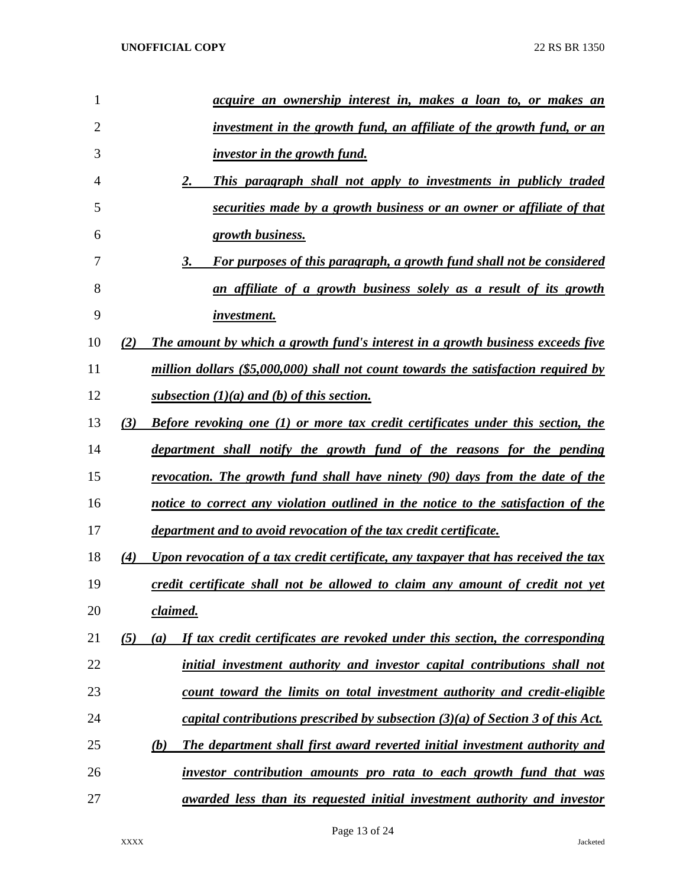*acquire an ownership interest in, makes a loan to, or makes an investment in the growth fund, an affiliate of the growth fund, or an investor in the growth fund.*

*2. This paragraph shall not apply to investments in publicly traded securities made by a growth business or an owner or affiliate of that growth business.*

*3. For purposes of this paragraph, a growth fund shall not be considered an affiliate of a growth business solely as a result of its growth investment.*

*(2) The amount by which a growth fund's interest in a growth business exceeds five million dollars ($5,000,000) shall not count towards the satisfaction required by subsection (1)(a) and (b) of this section.*

*(3) Before revoking one (1) or more tax credit certificates under this section, the department shall notify the growth fund of the reasons for the pending revocation. The growth fund shall have ninety (90) days from the date of the notice to correct any violation outlined in the notice to the satisfaction of the department and to avoid revocation of the tax credit certificate.*

*(4) Upon revocation of a tax credit certificate, any taxpayer that has received the tax credit certificate shall not be allowed to claim any amount of credit not yet claimed.*

*(5) (a) If tax credit certificates are revoked under this section, the corresponding initial investment authority and investor capital contributions shall not count toward the limits on total investment authority and credit-eligible capital contributions prescribed by subsection (3)(a) of Section 3 of this Act.*

*(b) The department shall first award reverted initial investment authority and investor contribution amounts pro rata to each growth fund that was awarded less than its requested initial investment authority and investor*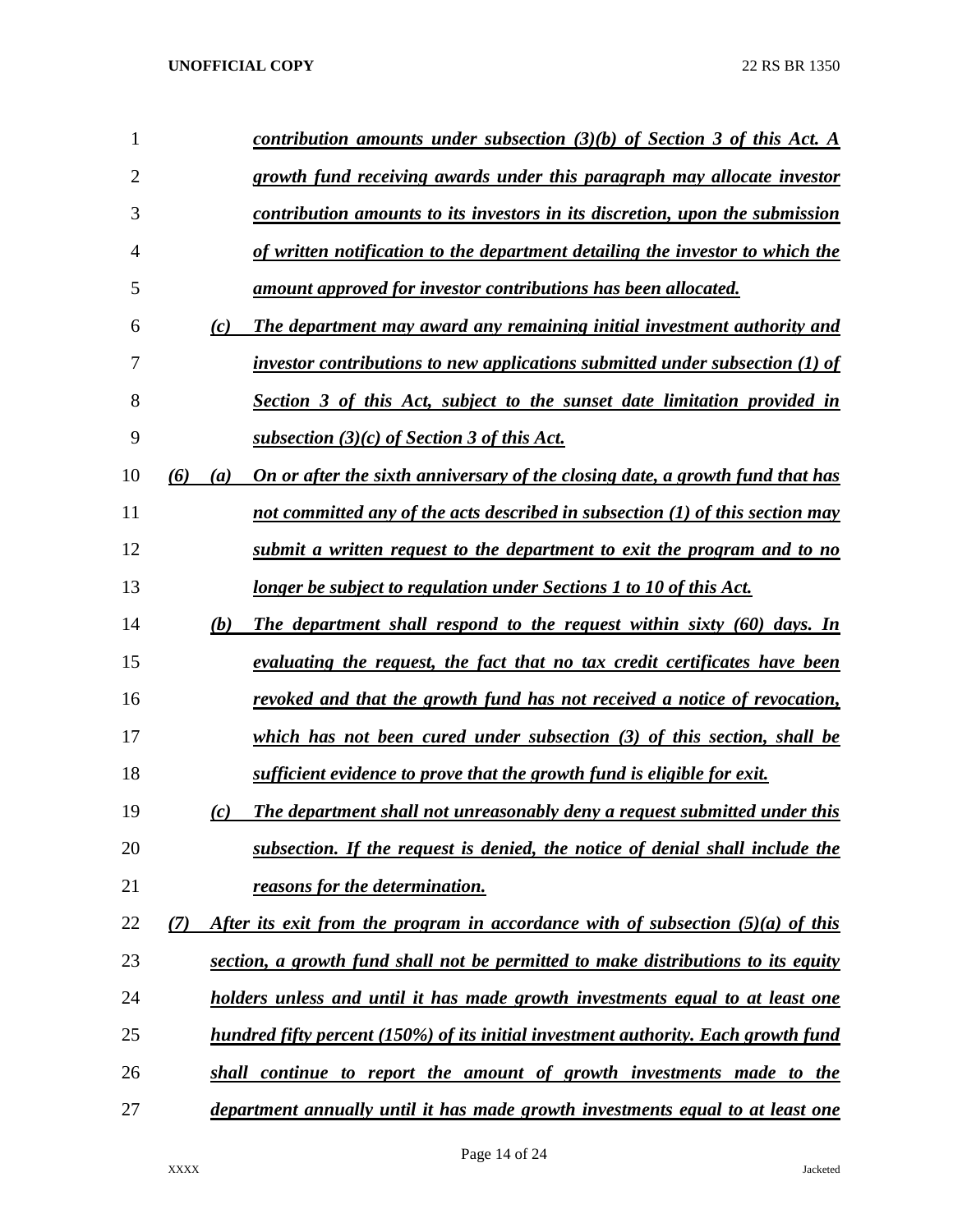*contribution amounts under subsection (3)(b) of Section 3 of this Act. A growth fund receiving awards under this paragraph may allocate investor contribution amounts to its investors in its discretion, upon the submission of written notification to the department detailing the investor to which the amount approved for investor contributions has been allocated.*

*(c) The department may award any remaining initial investment authority and investor contributions to new applications submitted under subsection (1) of Section 3 of this Act, subject to the sunset date limitation provided in subsection (3)(c) of Section 3 of this Act.*

*(6) (a) On or after the sixth anniversary of the closing date, a growth fund that has not committed any of the acts described in subsection (1) of this section may submit a written request to the department to exit the program and to no longer be subject to regulation under Sections 1 to 10 of this Act.*

*(b) The department shall respond to the request within sixty (60) days. In evaluating the request, the fact that no tax credit certificates have been revoked and that the growth fund has not received a notice of revocation, which has not been cured under subsection (3) of this section, shall be sufficient evidence to prove that the growth fund is eligible for exit.*

*(c) The department shall not unreasonably deny a request submitted under this subsection. If the request is denied, the notice of denial shall include the reasons for the determination.*

*(7) After its exit from the program in accordance with of subsection (5)(a) of this section, a growth fund shall not be permitted to make distributions to its equity holders unless and until it has made growth investments equal to at least one hundred fifty percent (150%) of its initial investment authority. Each growth fund shall continue to report the amount of growth investments made to the department annually until it has made growth investments equal to at least one*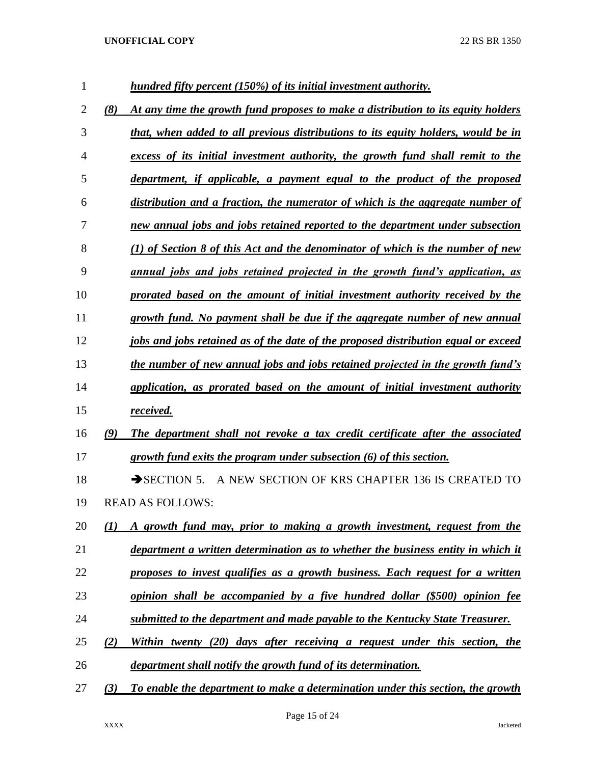*hundred fifty percent (150%) of its initial investment authority.*

*(8) At any time the growth fund proposes to make a distribution to its equity holders that, when added to all previous distributions to its equity holders, would be in excess of its initial investment authority, the growth fund shall remit to the department, if applicable, a payment equal to the product of the proposed distribution and a fraction, the numerator of which is the aggregate number of new annual jobs and jobs retained reported to the department under subsection (1) of Section 8 of this Act and the denominator of which is the number of new annual jobs and jobs retained projected in the growth fund's application, as prorated based on the amount of initial investment authority received by the growth fund. No payment shall be due if the aggregate number of new annual jobs and jobs retained as of the date of the proposed distribution equal or exceed the number of new annual jobs and jobs retained projected in the growth fund's application, as prorated based on the amount of initial investment authority received.*

*(9) The department shall not revoke a tax credit certificate after the associated growth fund exits the program under subsection (6) of this section.*

➔SECTION 5. A NEW SECTION OF KRS CHAPTER 136 IS CREATED TO READ AS FOLLOWS:

*(1) A growth fund may, prior to making a growth investment, request from the department a written determination as to whether the business entity in which it proposes to invest qualifies as a growth business. Each request for a written opinion shall be accompanied by a five hundred dollar ($500) opinion fee submitted to the department and made payable to the Kentucky State Treasurer.*

*(2) Within twenty (20) days after receiving a request under this section, the department shall notify the growth fund of its determination.*

*(3) To enable the department to make a determination under this section, the growth*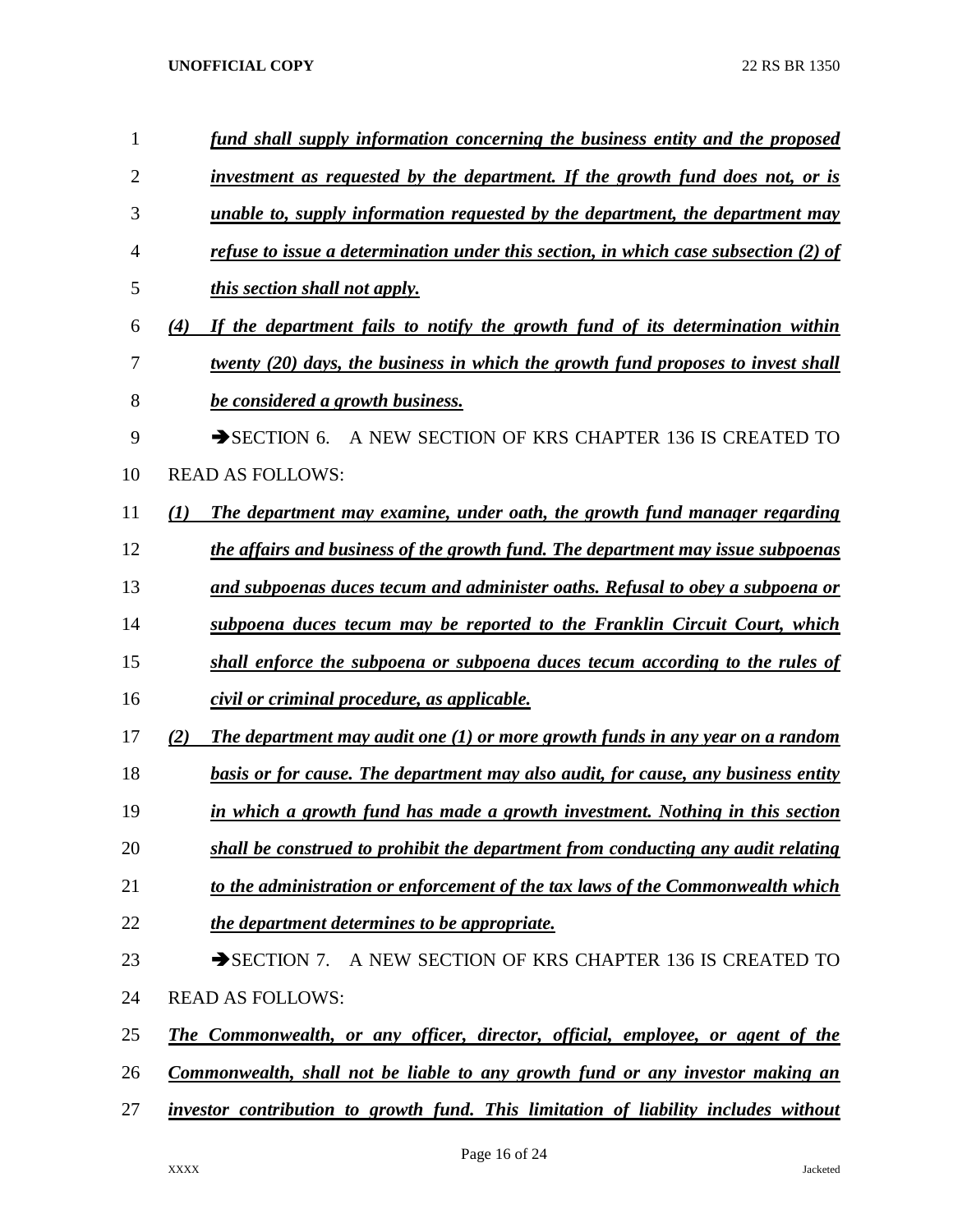*fund shall supply information concerning the business entity and the proposed investment as requested by the department. If the growth fund does not, or is unable to, supply information requested by the department, the department may refuse to issue a determination under this section, in which case subsection (2) of this section shall not apply.*

*(4) If the department fails to notify the growth fund of its determination within twenty (20) days, the business in which the growth fund proposes to invest shall be considered a growth business.*

➔SECTION 6. A NEW SECTION OF KRS CHAPTER 136 IS CREATED TO READ AS FOLLOWS:

*(1) The department may examine, under oath, the growth fund manager regarding the affairs and business of the growth fund. The department may issue subpoenas and subpoenas duces tecum and administer oaths. Refusal to obey a subpoena or subpoena duces tecum may be reported to the Franklin Circuit Court, which shall enforce the subpoena or subpoena duces tecum according to the rules of civil or criminal procedure, as applicable.*

*(2) The department may audit one (1) or more growth funds in any year on a random basis or for cause. The department may also audit, for cause, any business entity in which a growth fund has made a growth investment. Nothing in this section shall be construed to prohibit the department from conducting any audit relating to the administration or enforcement of the tax laws of the Commonwealth which the department determines to be appropriate.*

➔SECTION 7. A NEW SECTION OF KRS CHAPTER 136 IS CREATED TO READ AS FOLLOWS:

*The Commonwealth, or any officer, director, official, employee, or agent of the Commonwealth, shall not be liable to any growth fund or any investor making an investor contribution to growth fund. This limitation of liability includes without*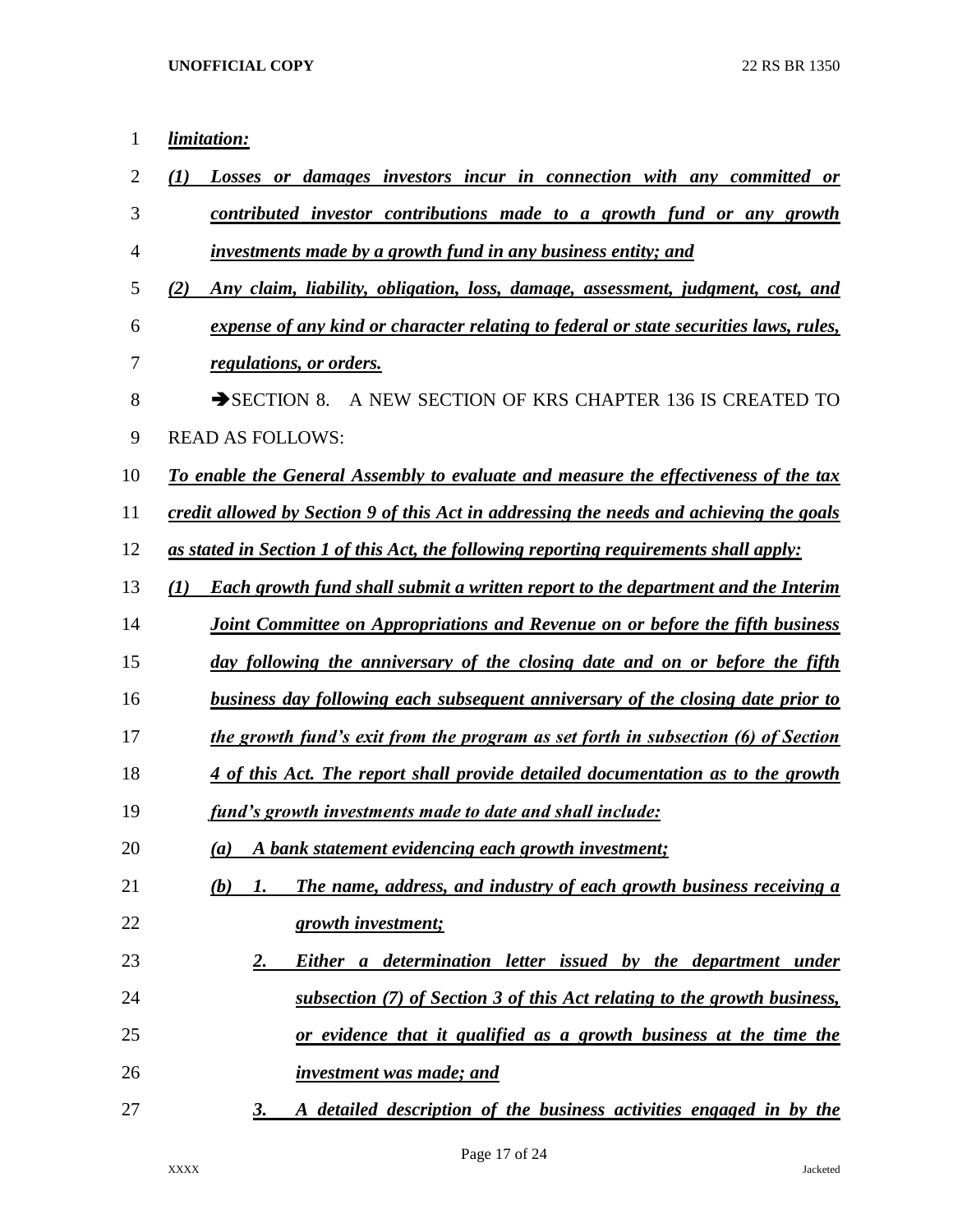***limitation:***

***(1) Losses or damages investors incur in connection with any committed or contributed investor contributions made to a growth fund or any growth investments made by a growth fund in any business entity; and***

***(2) Any claim, liability, obligation, loss, damage, assessment, judgment, cost, and expense of any kind or character relating to federal or state securities laws, rules, regulations, or orders.***

➔SECTION 8. A NEW SECTION OF KRS CHAPTER 136 IS CREATED TO READ AS FOLLOWS:

***To enable the General Assembly to evaluate and measure the effectiveness of the tax credit allowed by Section 9 of this Act in addressing the needs and achieving the goals as stated in Section 1 of this Act, the following reporting requirements shall apply:***

***(1) Each growth fund shall submit a written report to the department and the Interim Joint Committee on Appropriations and Revenue on or before the fifth business day following the anniversary of the closing date and on or before the fifth business day following each subsequent anniversary of the closing date prior to the growth fund's exit from the program as set forth in subsection (6) of Section 4 of this Act. The report shall provide detailed documentation as to the growth fund's growth investments made to date and shall include:***

***(a) A bank statement evidencing each growth investment;***

***(b) 1. The name, address, and industry of each growth business receiving a growth investment;***

***2. Either a determination letter issued by the department under subsection (7) of Section 3 of this Act relating to the growth business, or evidence that it qualified as a growth business at the time the investment was made; and***

***3. A detailed description of the business activities engaged in by the***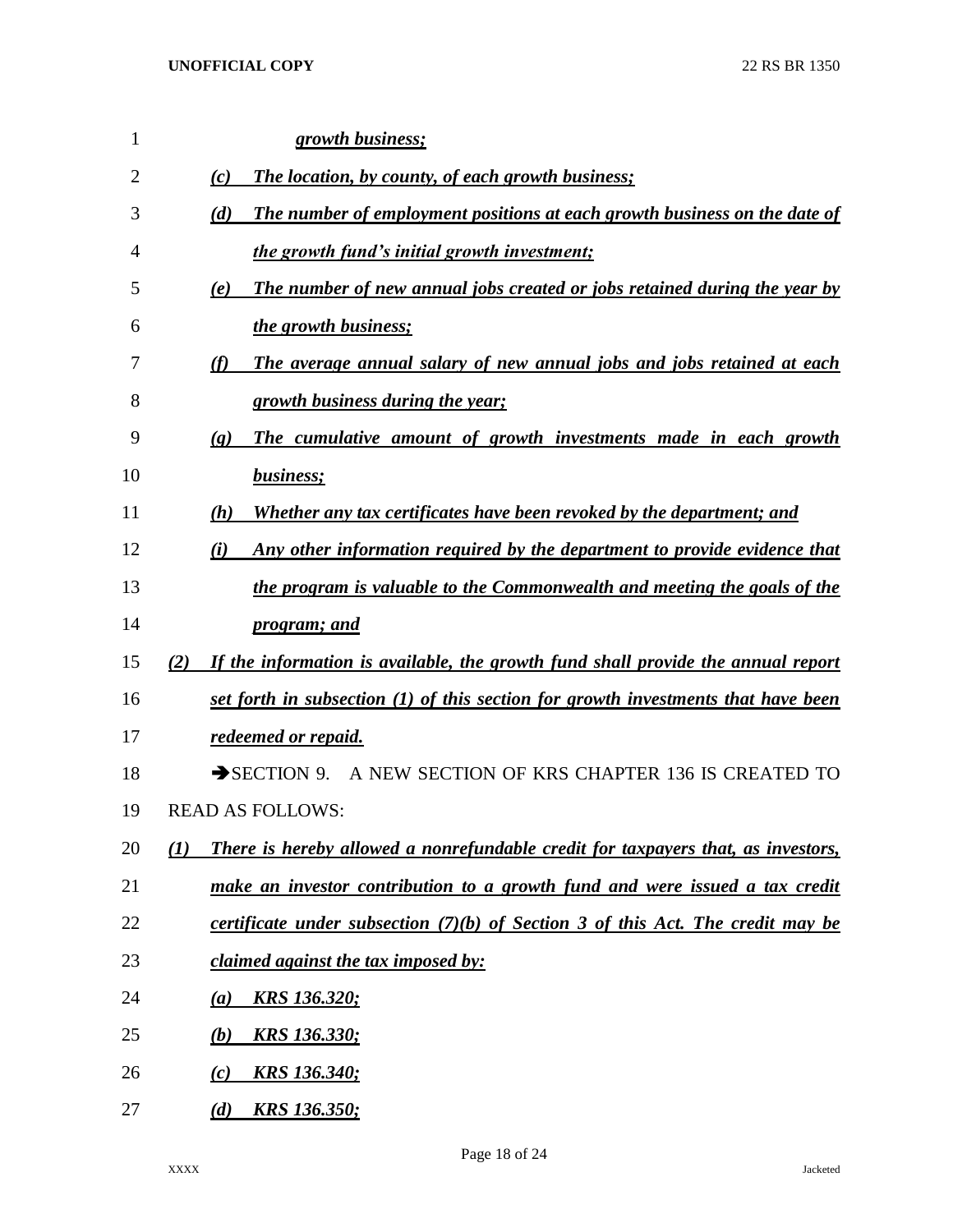*growth business;*

*(c) The location, by county, of each growth business;*

*(d) The number of employment positions at each growth business on the date of the growth fund's initial growth investment;*

*(e) The number of new annual jobs created or jobs retained during the year by the growth business;*

*(f) The average annual salary of new annual jobs and jobs retained at each growth business during the year;*

*(g) The cumulative amount of growth investments made in each growth business;*

*(h) Whether any tax certificates have been revoked by the department; and*

*(i) Any other information required by the department to provide evidence that the program is valuable to the Commonwealth and meeting the goals of the program; and*

*(2) If the information is available, the growth fund shall provide the annual report set forth in subsection (1) of this section for growth investments that have been redeemed or repaid.*

➔SECTION 9. A NEW SECTION OF KRS CHAPTER 136 IS CREATED TO READ AS FOLLOWS:

*(1) There is hereby allowed a nonrefundable credit for taxpayers that, as investors, make an investor contribution to a growth fund and were issued a tax credit certificate under subsection (7)(b) of Section 3 of this Act. The credit may be claimed against the tax imposed by:*

*(a) KRS 136.320;*

*(b) KRS 136.330;*

*(c) KRS 136.340;*

*(d) KRS 136.350;*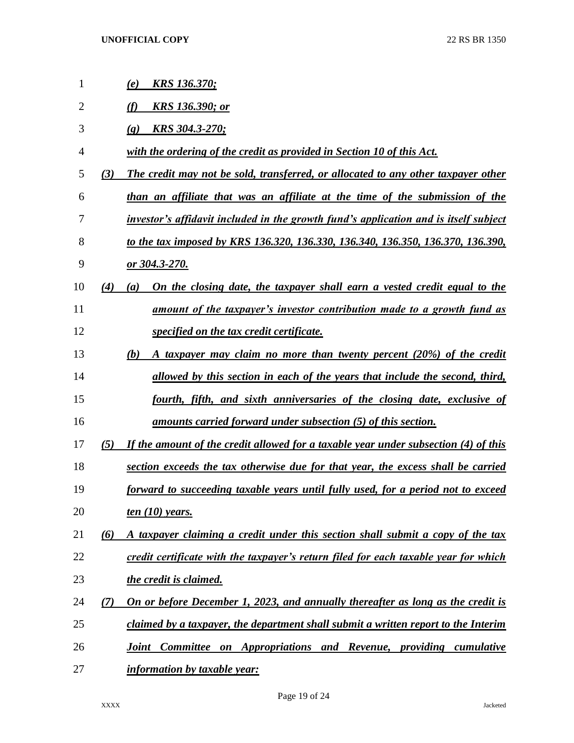*(e) KRS 136.370;*

*(f) KRS 136.390; or*

*(g) KRS 304.3-270;*

*with the ordering of the credit as provided in Section 10 of this Act.*

*(3) The credit may not be sold, transferred, or allocated to any other taxpayer other than an affiliate that was an affiliate at the time of the submission of the investor's affidavit included in the growth fund's application and is itself subject to the tax imposed by KRS 136.320, 136.330, 136.340, 136.350, 136.370, 136.390, or 304.3-270.*

*(4) (a) On the closing date, the taxpayer shall earn a vested credit equal to the amount of the taxpayer's investor contribution made to a growth fund as specified on the tax credit certificate.*

*(b) A taxpayer may claim no more than twenty percent (20%) of the credit allowed by this section in each of the years that include the second, third, fourth, fifth, and sixth anniversaries of the closing date, exclusive of amounts carried forward under subsection (5) of this section.*

*(5) If the amount of the credit allowed for a taxable year under subsection (4) of this section exceeds the tax otherwise due for that year, the excess shall be carried forward to succeeding taxable years until fully used, for a period not to exceed ten (10) years.*

*(6) A taxpayer claiming a credit under this section shall submit a copy of the tax credit certificate with the taxpayer's return filed for each taxable year for which the credit is claimed.*

*(7) On or before December 1, 2023, and annually thereafter as long as the credit is claimed by a taxpayer, the department shall submit a written report to the Interim Joint Committee on Appropriations and Revenue, providing cumulative information by taxable year:*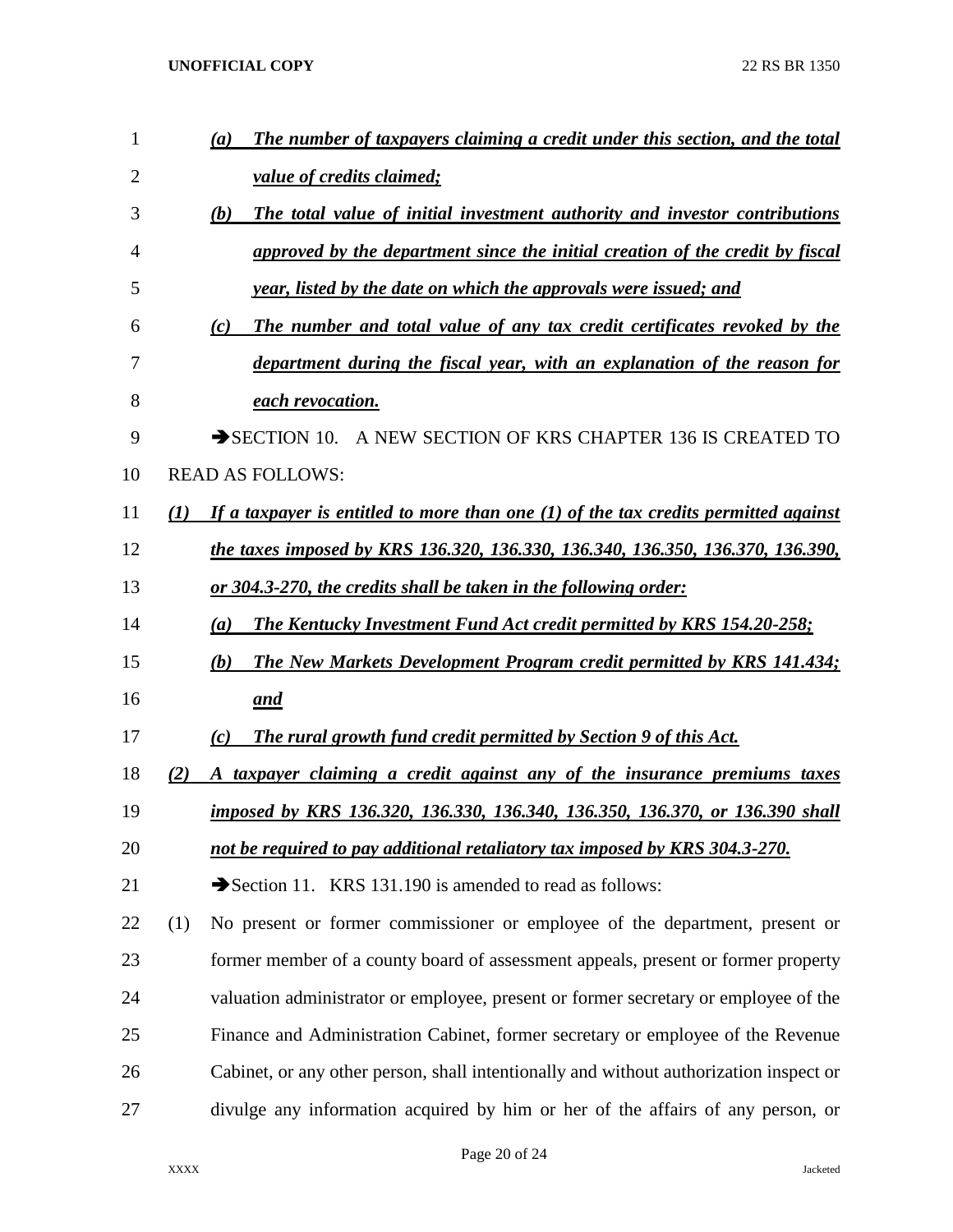*(a) The number of taxpayers claiming a credit under this section, and the total value of credits claimed;*

*(b) The total value of initial investment authority and investor contributions approved by the department since the initial creation of the credit by fiscal year, listed by the date on which the approvals were issued; and*

*(c) The number and total value of any tax credit certificates revoked by the department during the fiscal year, with an explanation of the reason for each revocation.*

→SECTION 10. A NEW SECTION OF KRS CHAPTER 136 IS CREATED TO READ AS FOLLOWS:

*(1) If a taxpayer is entitled to more than one (1) of the tax credits permitted against the taxes imposed by KRS 136.320, 136.330, 136.340, 136.350, 136.370, 136.390, or 304.3-270, the credits shall be taken in the following order:*

*(a) The Kentucky Investment Fund Act credit permitted by KRS 154.20-258;*

*(b) The New Markets Development Program credit permitted by KRS 141.434; and*

*(c) The rural growth fund credit permitted by Section 9 of this Act.*

*(2) A taxpayer claiming a credit against any of the insurance premiums taxes imposed by KRS 136.320, 136.330, 136.340, 136.350, 136.370, or 136.390 shall not be required to pay additional retaliatory tax imposed by KRS 304.3-270.*

→Section 11. KRS 131.190 is amended to read as follows:

(1) No present or former commissioner or employee of the department, present or former member of a county board of assessment appeals, present or former property valuation administrator or employee, present or former secretary or employee of the Finance and Administration Cabinet, former secretary or employee of the Revenue Cabinet, or any other person, shall intentionally and without authorization inspect or divulge any information acquired by him or her of the affairs of any person, or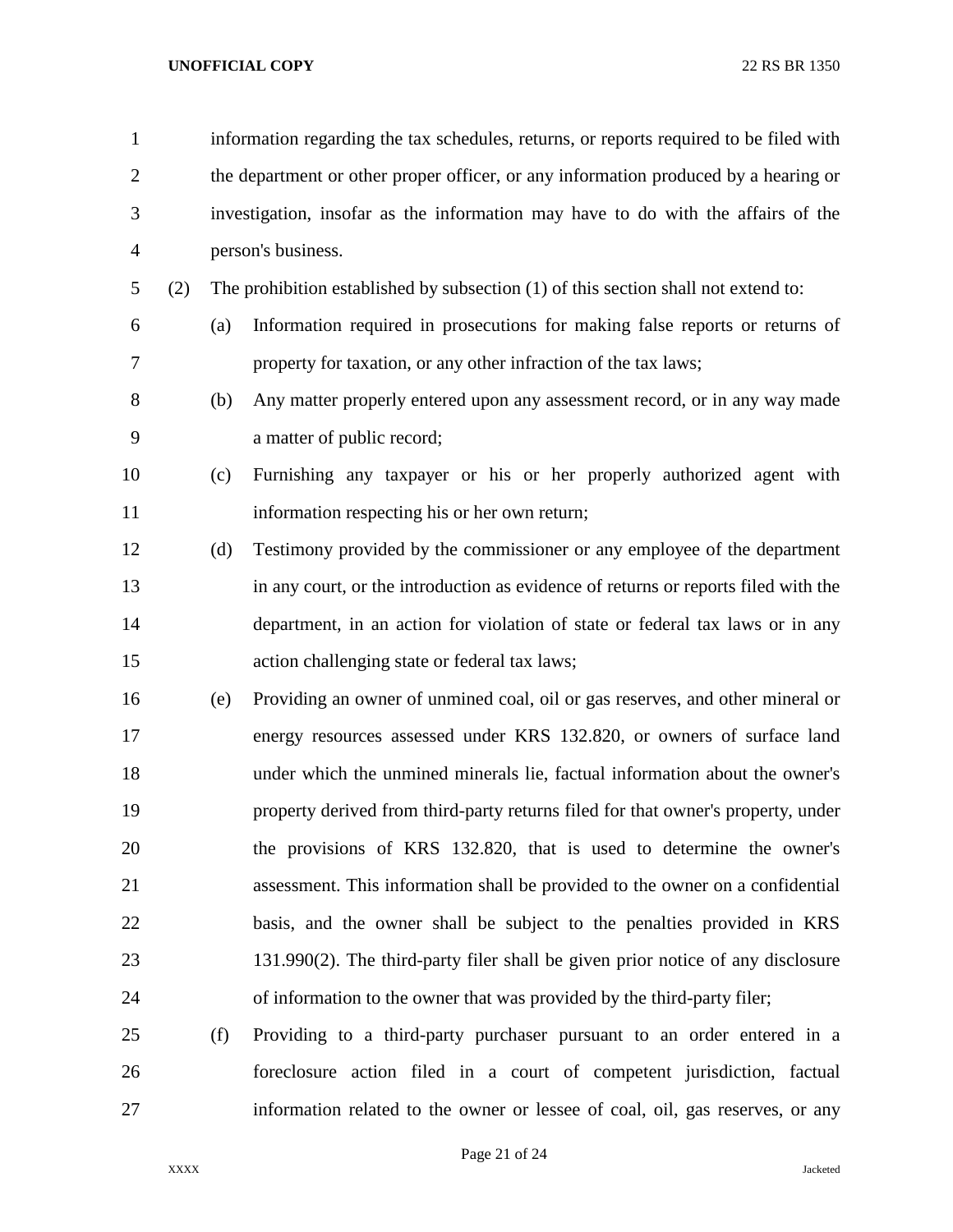information regarding the tax schedules, returns, or reports required to be filed with the department or other proper officer, or any information produced by a hearing or investigation, insofar as the information may have to do with the affairs of the person's business.

(2) The prohibition established by subsection (1) of this section shall not extend to:

(a) Information required in prosecutions for making false reports or returns of property for taxation, or any other infraction of the tax laws;

(b) Any matter properly entered upon any assessment record, or in any way made a matter of public record;

(c) Furnishing any taxpayer or his or her properly authorized agent with information respecting his or her own return;

(d) Testimony provided by the commissioner or any employee of the department in any court, or the introduction as evidence of returns or reports filed with the department, in an action for violation of state or federal tax laws or in any action challenging state or federal tax laws;

(e) Providing an owner of unmined coal, oil or gas reserves, and other mineral or energy resources assessed under KRS 132.820, or owners of surface land under which the unmined minerals lie, factual information about the owner's property derived from third-party returns filed for that owner's property, under the provisions of KRS 132.820, that is used to determine the owner's assessment. This information shall be provided to the owner on a confidential basis, and the owner shall be subject to the penalties provided in KRS 131.990(2). The third-party filer shall be given prior notice of any disclosure of information to the owner that was provided by the third-party filer;

(f) Providing to a third-party purchaser pursuant to an order entered in a foreclosure action filed in a court of competent jurisdiction, factual information related to the owner or lessee of coal, oil, gas reserves, or any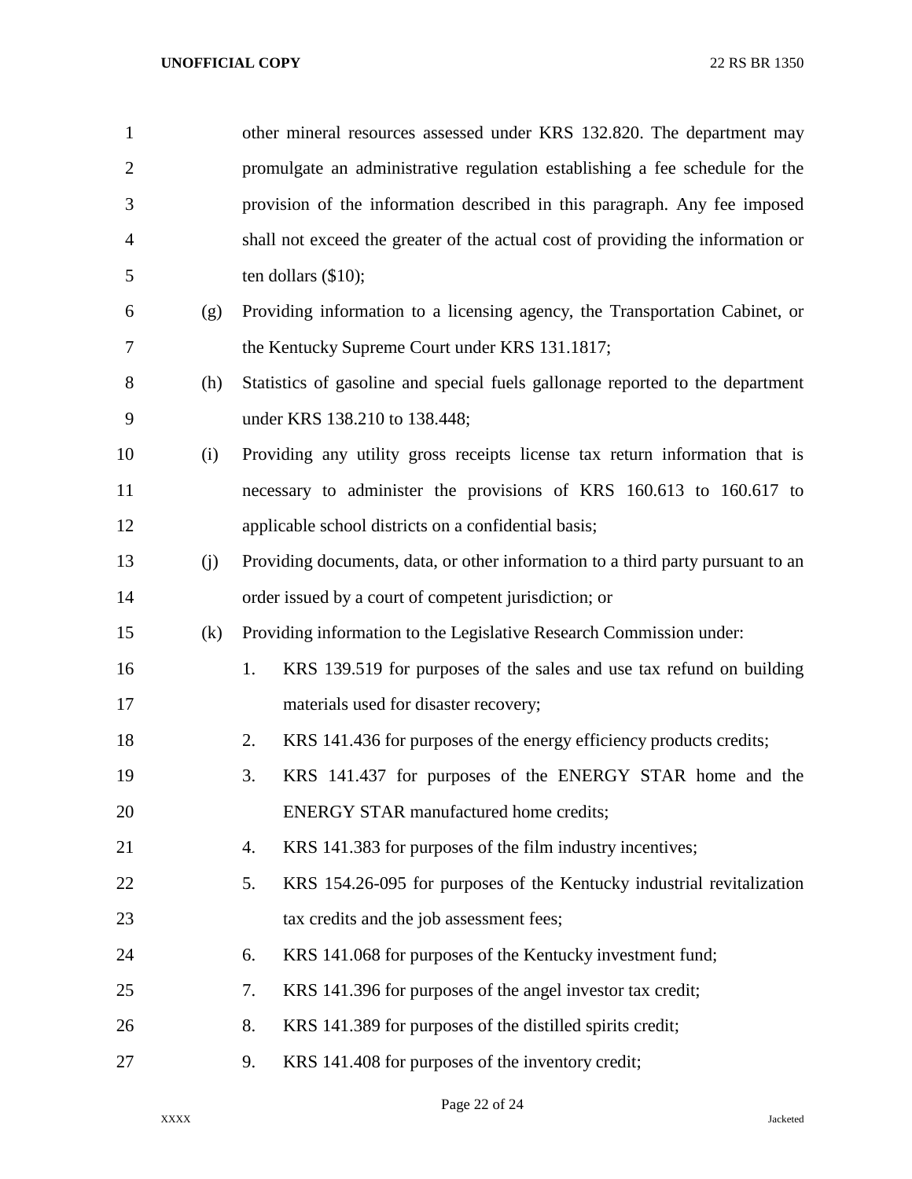other mineral resources assessed under KRS 132.820. The department may promulgate an administrative regulation establishing a fee schedule for the provision of the information described in this paragraph. Any fee imposed shall not exceed the greater of the actual cost of providing the information or ten dollars ($10);

(g) Providing information to a licensing agency, the Transportation Cabinet, or the Kentucky Supreme Court under KRS 131.1817;

(h) Statistics of gasoline and special fuels gallonage reported to the department under KRS 138.210 to 138.448;

(i) Providing any utility gross receipts license tax return information that is necessary to administer the provisions of KRS 160.613 to 160.617 to applicable school districts on a confidential basis;

(j) Providing documents, data, or other information to a third party pursuant to an order issued by a court of competent jurisdiction; or

(k) Providing information to the Legislative Research Commission under:

1. KRS 139.519 for purposes of the sales and use tax refund on building materials used for disaster recovery;
2. KRS 141.436 for purposes of the energy efficiency products credits;
3. KRS 141.437 for purposes of the ENERGY STAR home and the ENERGY STAR manufactured home credits;
4. KRS 141.383 for purposes of the film industry incentives;
5. KRS 154.26-095 for purposes of the Kentucky industrial revitalization tax credits and the job assessment fees;
6. KRS 141.068 for purposes of the Kentucky investment fund;
7. KRS 141.396 for purposes of the angel investor tax credit;
8. KRS 141.389 for purposes of the distilled spirits credit;
9. KRS 141.408 for purposes of the inventory credit;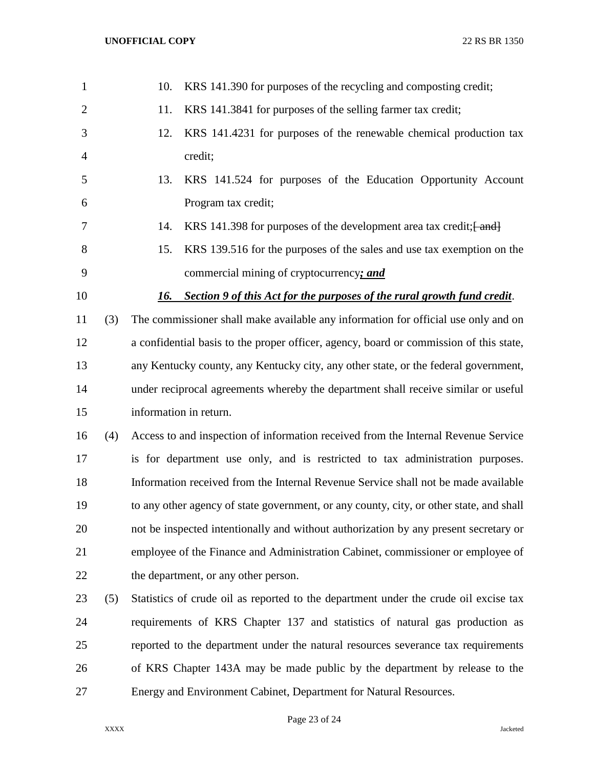10. KRS 141.390 for purposes of the recycling and composting credit;
11. KRS 141.3841 for purposes of the selling farmer tax credit;
12. KRS 141.4231 for purposes of the renewable chemical production tax credit;
13. KRS 141.524 for purposes of the Education Opportunity Account Program tax credit;
14. KRS 141.398 for purposes of the development area tax credit;~~[ and]~~
15. KRS 139.516 for the purposes of the sales and use tax exemption on the commercial mining of cryptocurrency***; and***
16. ***Section 9 of this Act for the purposes of the rural growth fund credit***.

(3) The commissioner shall make available any information for official use only and on a confidential basis to the proper officer, agency, board or commission of this state, any Kentucky county, any Kentucky city, any other state, or the federal government, under reciprocal agreements whereby the department shall receive similar or useful information in return.

(4) Access to and inspection of information received from the Internal Revenue Service is for department use only, and is restricted to tax administration purposes. Information received from the Internal Revenue Service shall not be made available to any other agency of state government, or any county, city, or other state, and shall not be inspected intentionally and without authorization by any present secretary or employee of the Finance and Administration Cabinet, commissioner or employee of the department, or any other person.

(5) Statistics of crude oil as reported to the department under the crude oil excise tax requirements of KRS Chapter 137 and statistics of natural gas production as reported to the department under the natural resources severance tax requirements of KRS Chapter 143A may be made public by the department by release to the Energy and Environment Cabinet, Department for Natural Resources.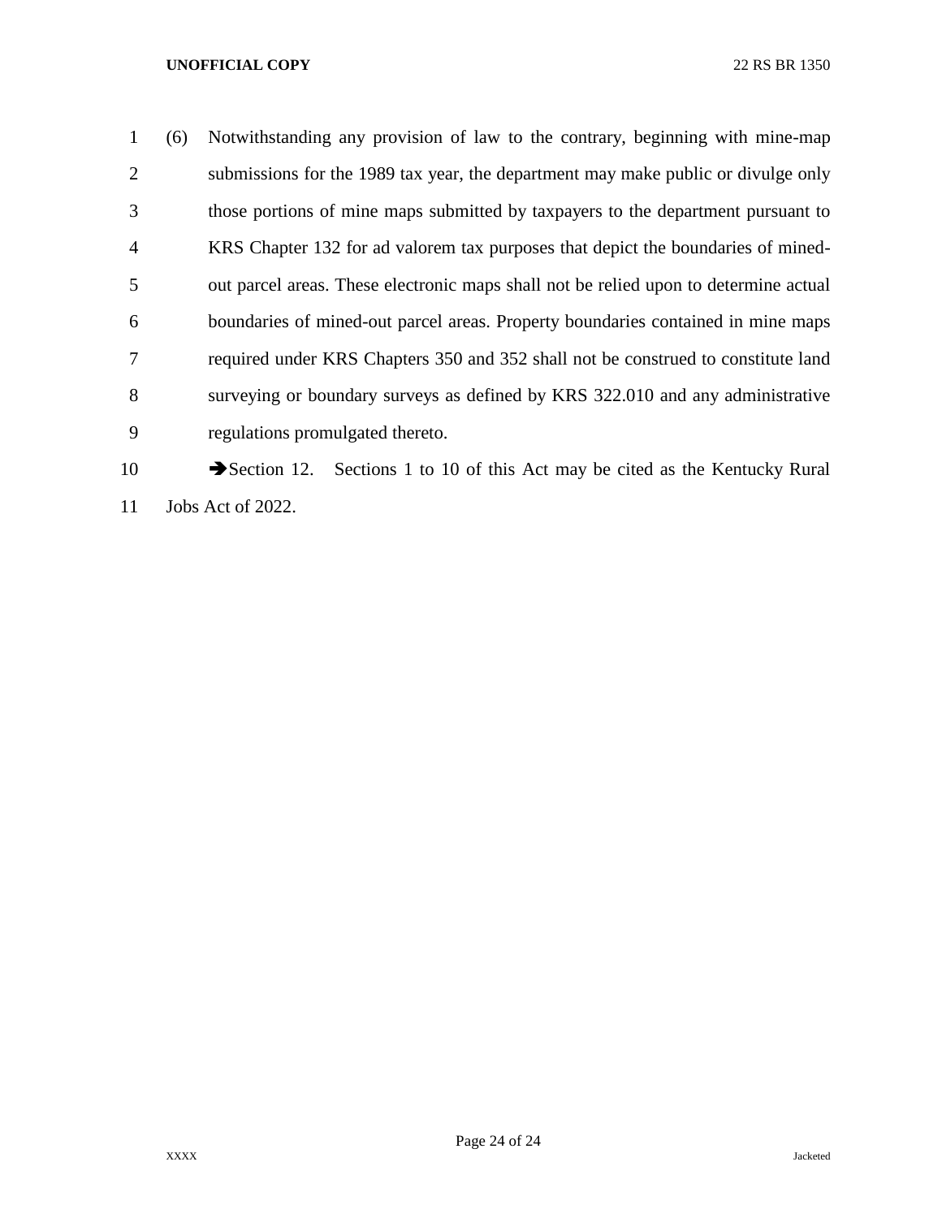(6) Notwithstanding any provision of law to the contrary, beginning with mine-map submissions for the 1989 tax year, the department may make public or divulge only those portions of mine maps submitted by taxpayers to the department pursuant to KRS Chapter 132 for ad valorem tax purposes that depict the boundaries of mined-out parcel areas. These electronic maps shall not be relied upon to determine actual boundaries of mined-out parcel areas. Property boundaries contained in mine maps required under KRS Chapters 350 and 352 shall not be construed to constitute land surveying or boundary surveys as defined by KRS 322.010 and any administrative regulations promulgated thereto.

➔Section 12. Sections 1 to 10 of this Act may be cited as the Kentucky Rural Jobs Act of 2022.